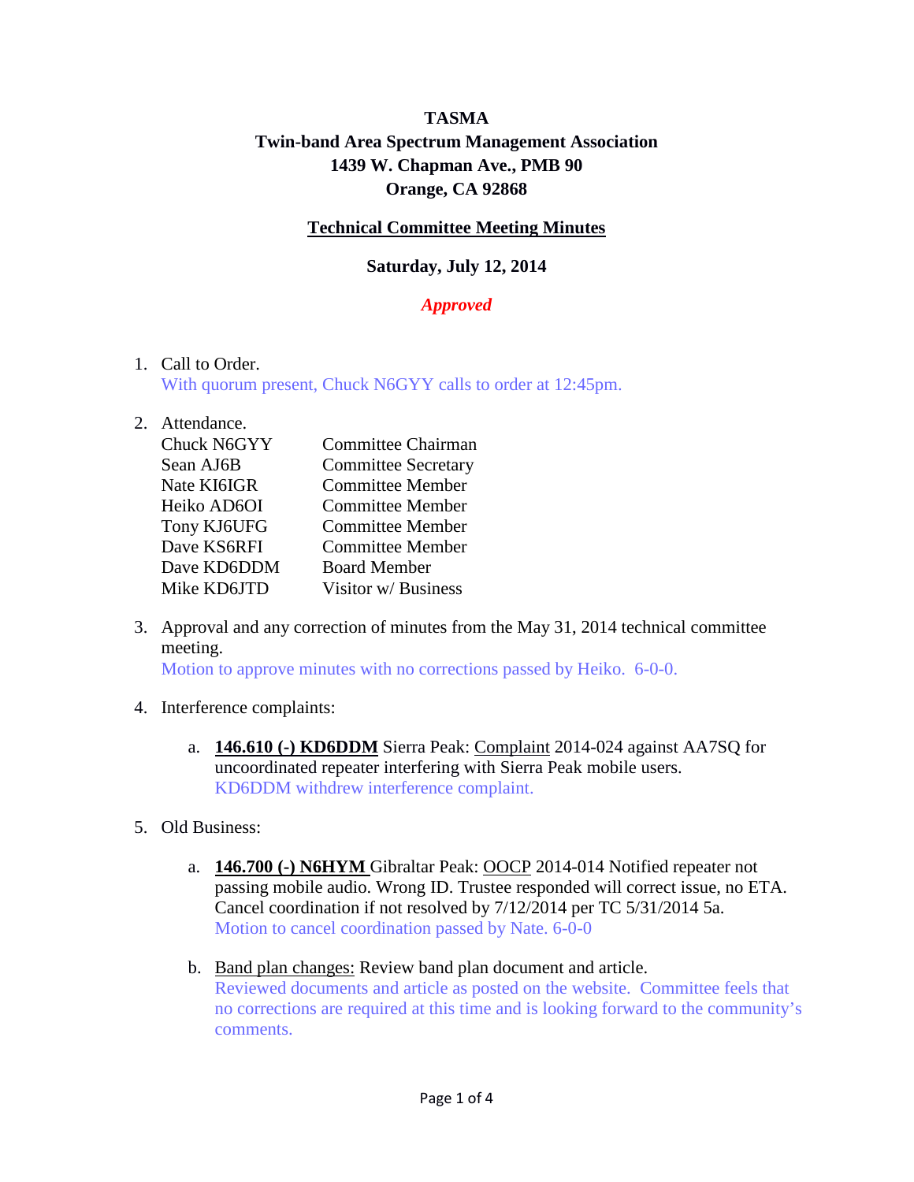**TASMA**

**Twin-band Area Spectrum Management Association**

**1439 W. Chapman Ave., PMB 90**

**Orange, CA 92868**

## Technical Committee Meeting Minutes

**Saturday, July 12, 2014**

***Approved***

1. Call to Order.
   With quorum present, Chuck N6GYY calls to order at 12:45pm.

2. Attendance.

| | |
|---|---|
| Chuck N6GYY | Committee Chairman |
| Sean AJ6B | Committee Secretary |
| Nate KI6IGR | Committee Member |
| Heiko AD6OI | Committee Member |
| Tony KJ6UFG | Committee Member |
| Dave KS6RFI | Committee Member |
| Dave KD6DDM | Board Member |
| Mike KD6JTD | Visitor w/ Business |

3. Approval and any correction of minutes from the May 31, 2014 technical committee meeting.
   Motion to approve minutes with no corrections passed by Heiko. 6-0-0.

4. Interference complaints:

   a. **146.610 (-) KD6DDM** Sierra Peak: Complaint 2014-024 against AA7SQ for uncoordinated repeater interfering with Sierra Peak mobile users.
      KD6DDM withdrew interference complaint.

5. Old Business:

   a. **146.700 (-) N6HYM** Gibraltar Peak: OOCP 2014-014 Notified repeater not passing mobile audio. Wrong ID. Trustee responded will correct issue, no ETA. Cancel coordination if not resolved by 7/12/2014 per TC 5/31/2014 5a.
      Motion to cancel coordination passed by Nate. 6-0-0

   b. Band plan changes: Review band plan document and article.
      Reviewed documents and article as posted on the website. Committee feels that no corrections are required at this time and is looking forward to the community's comments.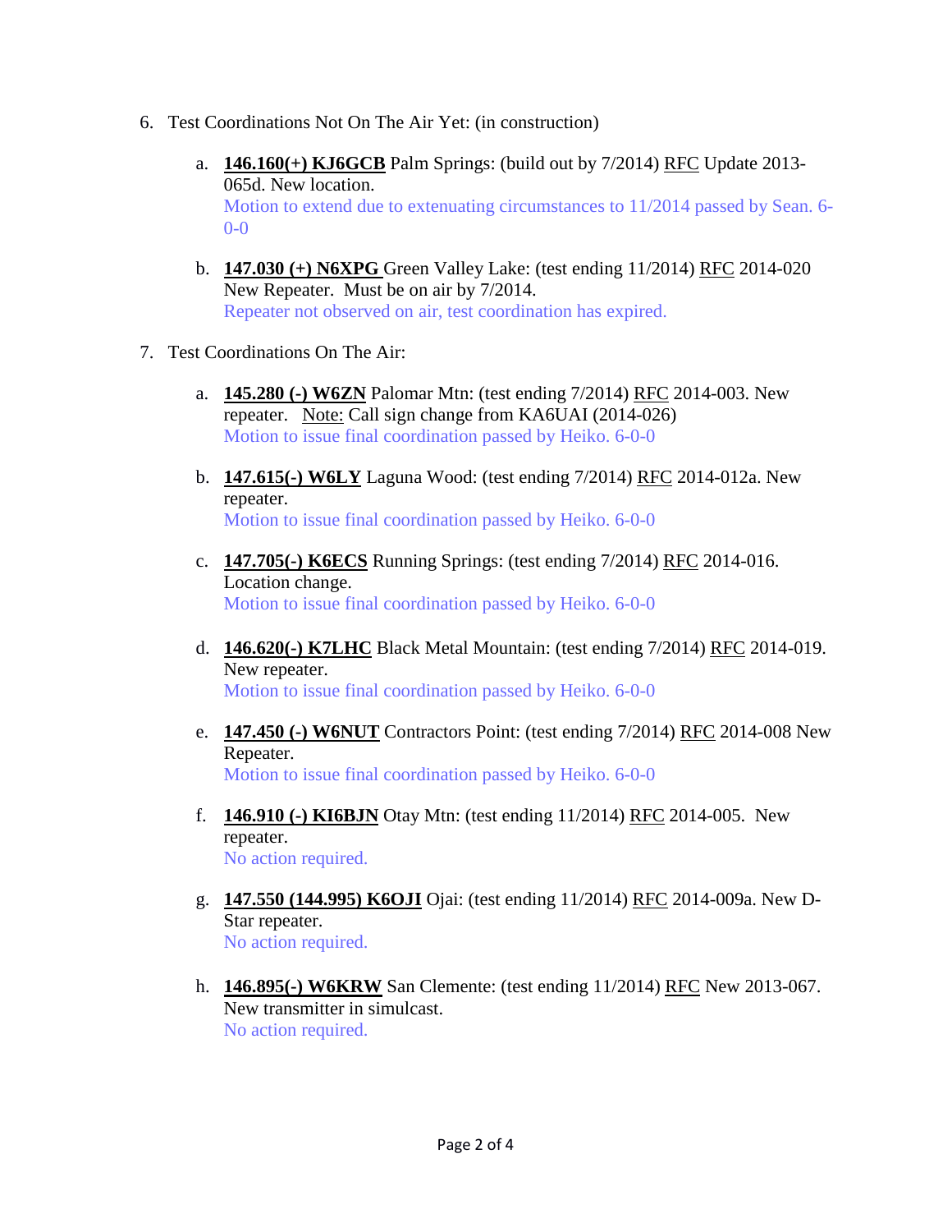6. Test Coordinations Not On The Air Yet: (in construction)

   a. **146.160(+) KJ6GCB** Palm Springs: (build out by 7/2014) RFC Update 2013-065d. New location.
      Motion to extend due to extenuating circumstances to 11/2014 passed by Sean. 6-0-0

   b. **147.030 (+) N6XPG** Green Valley Lake: (test ending 11/2014) RFC 2014-020 New Repeater. Must be on air by 7/2014.
      Repeater not observed on air, test coordination has expired.

7. Test Coordinations On The Air:

   a. **145.280 (-) W6ZN** Palomar Mtn: (test ending 7/2014) RFC 2014-003. New repeater. Note: Call sign change from KA6UAI (2014-026)
      Motion to issue final coordination passed by Heiko. 6-0-0

   b. **147.615(-) W6LY** Laguna Wood: (test ending 7/2014) RFC 2014-012a. New repeater.
      Motion to issue final coordination passed by Heiko. 6-0-0

   c. **147.705(-) K6ECS** Running Springs: (test ending 7/2014) RFC 2014-016. Location change.
      Motion to issue final coordination passed by Heiko. 6-0-0

   d. **146.620(-) K7LHC** Black Metal Mountain: (test ending 7/2014) RFC 2014-019. New repeater.
      Motion to issue final coordination passed by Heiko. 6-0-0

   e. **147.450 (-) W6NUT** Contractors Point: (test ending 7/2014) RFC 2014-008 New Repeater.
      Motion to issue final coordination passed by Heiko. 6-0-0

   f. **146.910 (-) KI6BJN** Otay Mtn: (test ending 11/2014) RFC 2014-005. New repeater.
      No action required.

   g. **147.550 (144.995) K6OJI** Ojai: (test ending 11/2014) RFC 2014-009a. New D-Star repeater.
      No action required.

   h. **146.895(-) W6KRW** San Clemente: (test ending 11/2014) RFC New 2013-067. New transmitter in simulcast.
      No action required.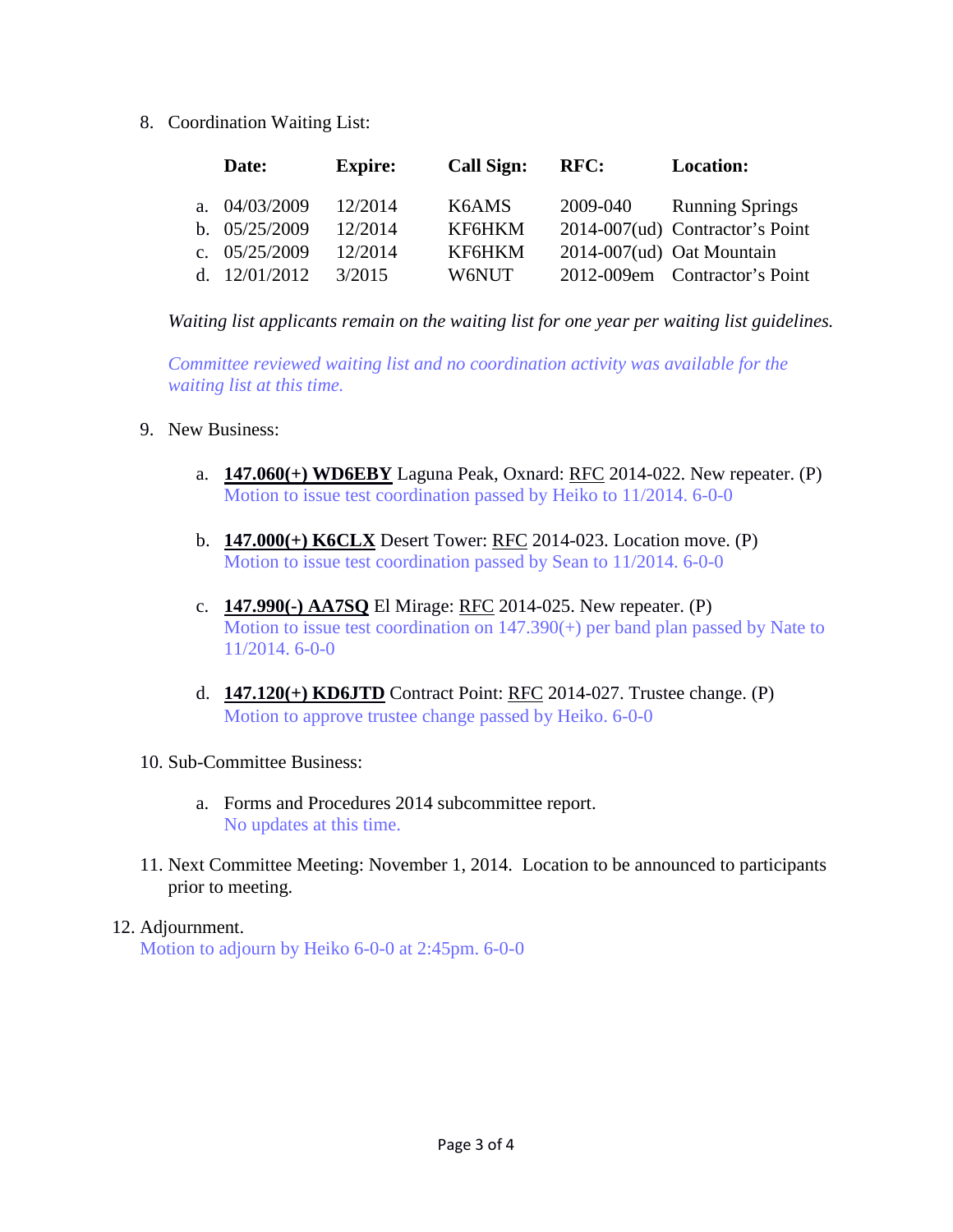8. Coordination Waiting List:

| | Date: | Expire: | Call Sign: | RFC: | Location: |
|---|---|---|---|---|---|
| a. | 04/03/2009 | 12/2014 | K6AMS | 2009-040 | Running Springs |
| b. | 05/25/2009 | 12/2014 | KF6HKM | 2014-007(ud) | Contractor's Point |
| c. | 05/25/2009 | 12/2014 | KF6HKM | 2014-007(ud) | Oat Mountain |
| d. | 12/01/2012 | 3/2015 | W6NUT | 2012-009em | Contractor's Point |

*Waiting list applicants remain on the waiting list for one year per waiting list guidelines.*

*Committee reviewed waiting list and no coordination activity was available for the waiting list at this time.*

9. New Business:

   a. **147.060(+) WD6EBY** Laguna Peak, Oxnard: RFC 2014-022. New repeater. (P)
      Motion to issue test coordination passed by Heiko to 11/2014. 6-0-0

   b. **147.000(+) K6CLX** Desert Tower: RFC 2014-023. Location move. (P)
      Motion to issue test coordination passed by Sean to 11/2014. 6-0-0

   c. **147.990(-) AA7SQ** El Mirage: RFC 2014-025. New repeater. (P)
      Motion to issue test coordination on 147.390(+) per band plan passed by Nate to 11/2014. 6-0-0

   d. **147.120(+) KD6JTD** Contract Point: RFC 2014-027. Trustee change. (P)
      Motion to approve trustee change passed by Heiko. 6-0-0

10. Sub-Committee Business:

    a. Forms and Procedures 2014 subcommittee report.
       No updates at this time.

11. Next Committee Meeting: November 1, 2014. Location to be announced to participants prior to meeting.

12. Adjournment.
    Motion to adjourn by Heiko 6-0-0 at 2:45pm. 6-0-0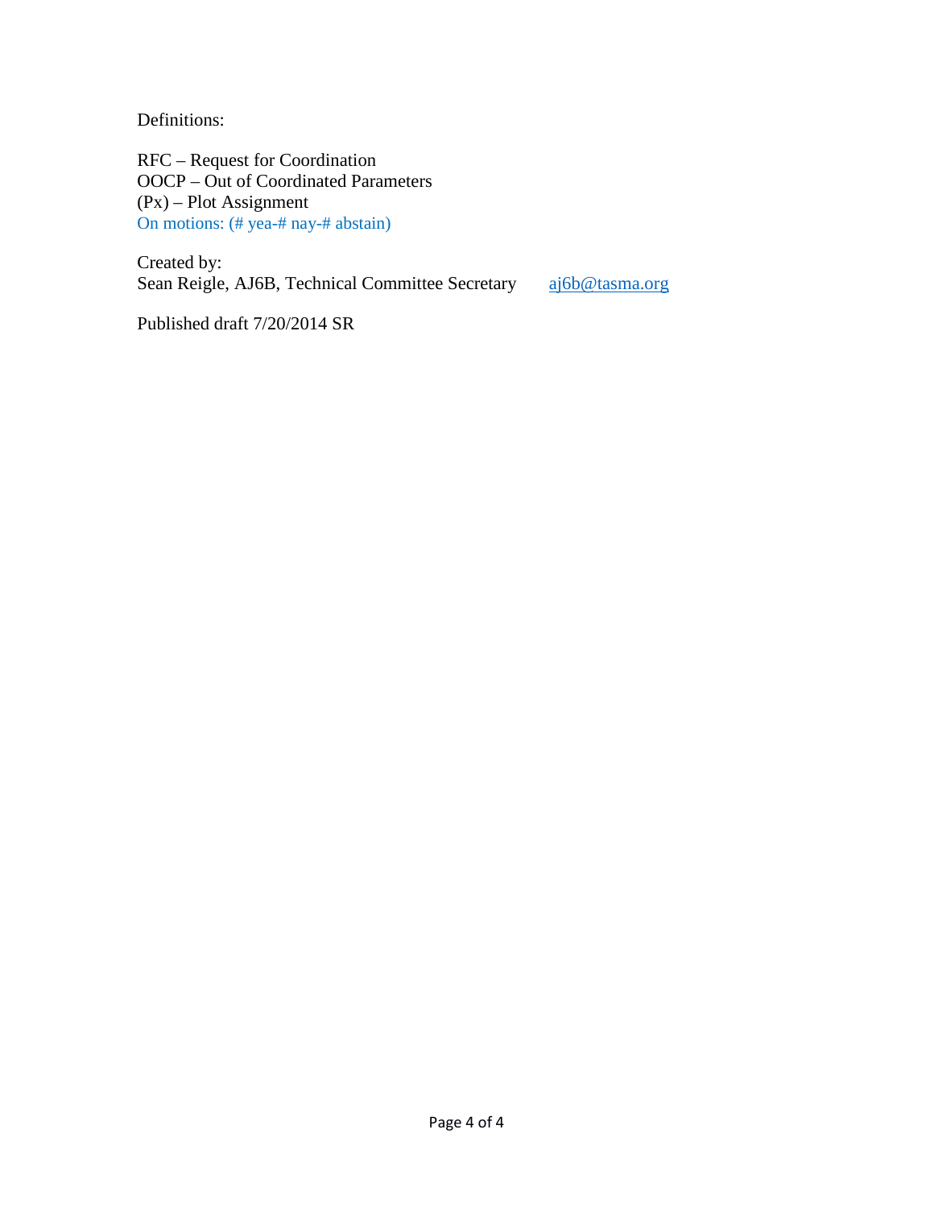Definitions:

RFC – Request for Coordination
OOCP – Out of Coordinated Parameters
(Px) – Plot Assignment
On motions: (# yea-# nay-# abstain)

Created by:
Sean Reigle, AJ6B, Technical Committee Secretary    aj6b@tasma.org

Published draft 7/20/2014 SR